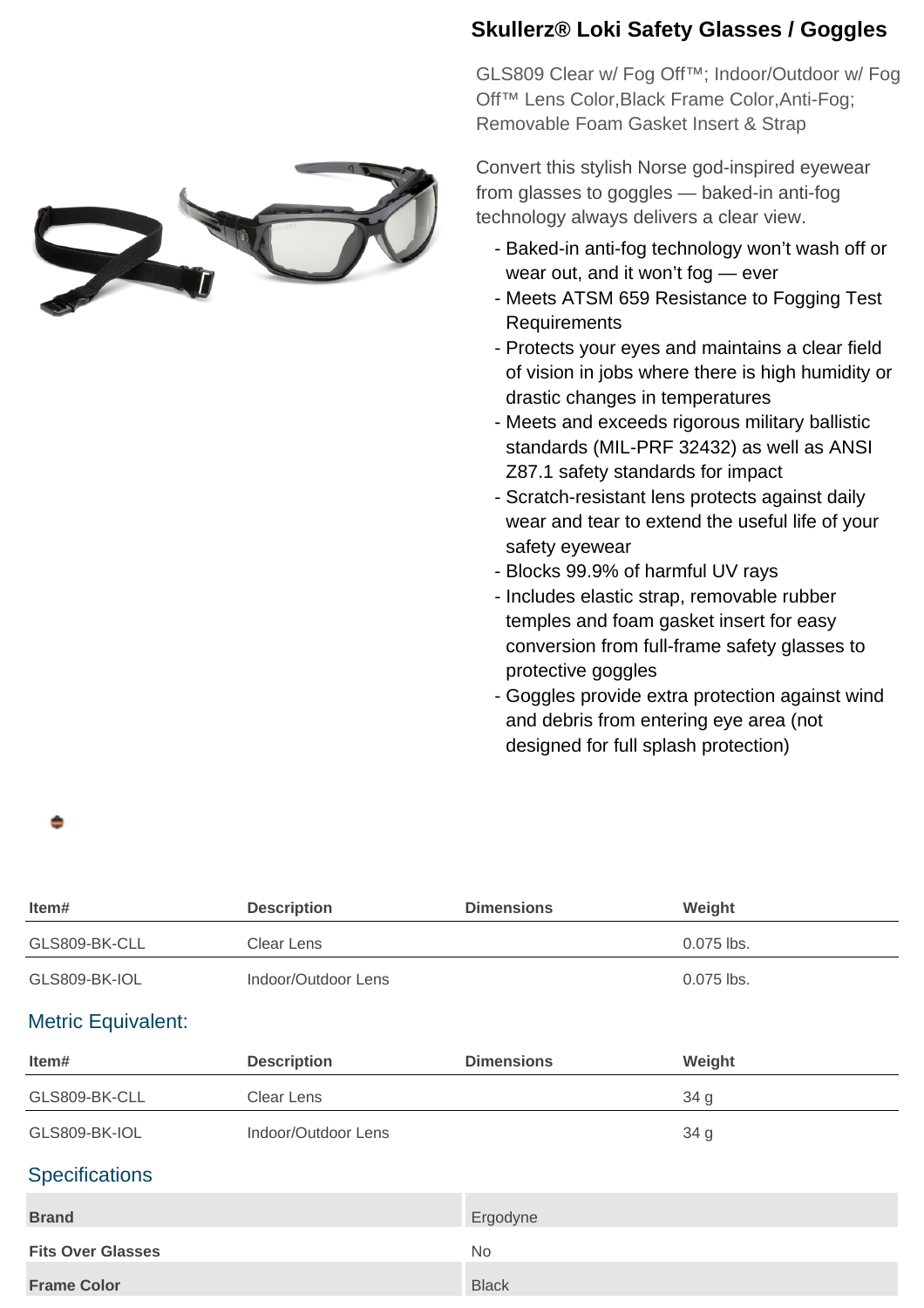# Skullerz® Loki Safety Glasses / Goggles

GLS809 Clear w/ Fog Off™; Indoor/Outdoor w/ Fog Off™ Lens Color,Black Frame Color,Anti-Fog; Removable Foam Gasket Insert & Strap

Convert this stylish Norse god-inspired eyewear from glasses to goggles — baked-in anti-fog technology always delivers a clear view.

- Baked-in anti-fog technology won't wash off or wear out, and it won't fog — ever
- Meets ATSM 659 Resistance to Fogging Test Requirements
- Protects your eyes and maintains a clear field of vision in jobs where there is high humidity or drastic changes in temperatures
- Meets and exceeds rigorous military ballistic standards (MIL-PRF 32432) as well as ANSI Z87.1 safety standards for impact
- Scratch-resistant lens protects against daily wear and tear to extend the useful life of your safety eyewear
- Blocks 99.9% of harmful UV rays
- Includes elastic strap, removable rubber temples and foam gasket insert for easy conversion from full-frame safety glasses to protective goggles
- Goggles provide extra protection against wind and debris from entering eye area (not designed for full splash protection)

| Item# | Description | Dimensions | Weight |
|---|---|---|---|
| GLS809-BK-CLL | Clear Lens | | 0.075 lbs. |
| GLS809-BK-IOL | Indoor/Outdoor Lens | | 0.075 lbs. |

## Metric Equivalent:

| Item# | Description | Dimensions | Weight |
|---|---|---|---|
| GLS809-BK-CLL | Clear Lens | | 34 g |
| GLS809-BK-IOL | Indoor/Outdoor Lens | | 34 g |

## Specifications

| | |
|---|---|
| **Brand** | Ergodyne |
| **Fits Over Glasses** | No |
| **Frame Color** | Black |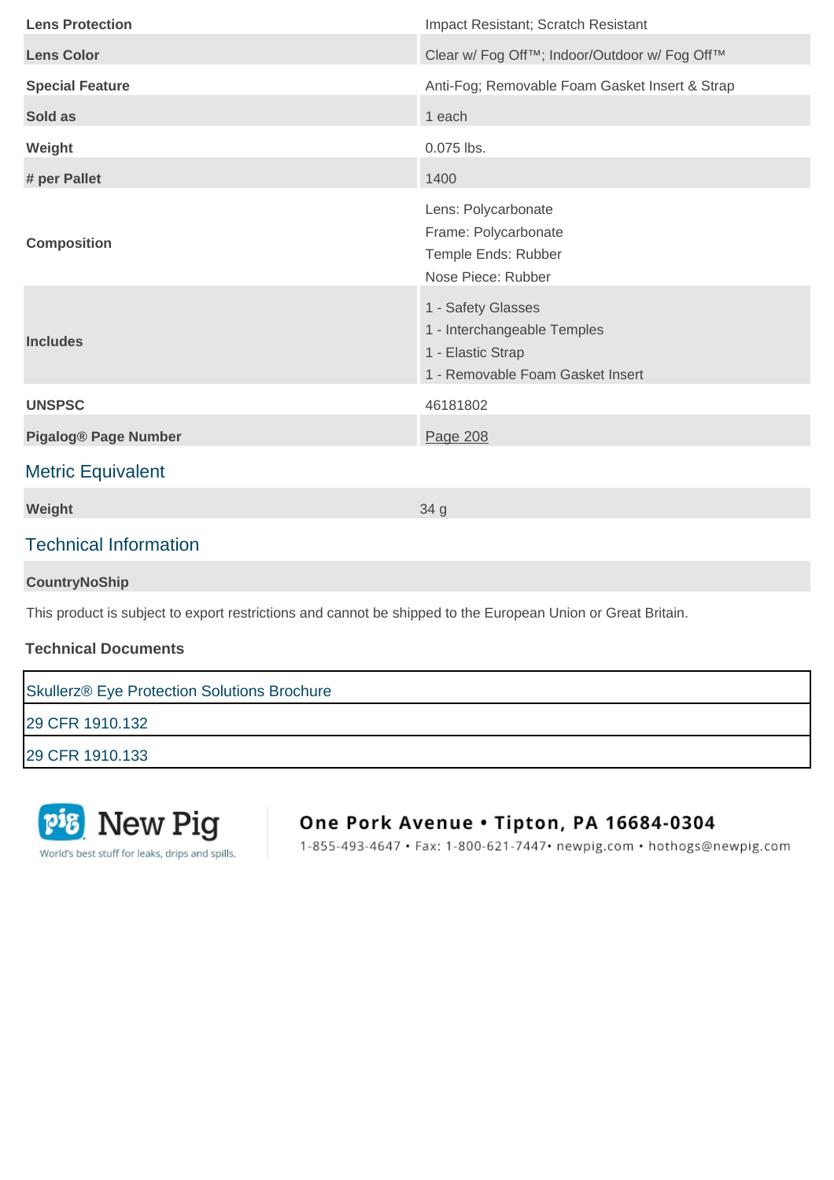| | |
|---|---|
| **Lens Protection** | Impact Resistant; Scratch Resistant |
| **Lens Color** | Clear w/ Fog Off™; Indoor/Outdoor w/ Fog Off™ |
| **Special Feature** | Anti-Fog; Removable Foam Gasket Insert & Strap |
| **Sold as** | 1 each |
| **Weight** | 0.075 lbs. |
| **# per Pallet** | 1400 |
| **Composition** | Lens: Polycarbonate<br>Frame: Polycarbonate<br>Temple Ends: Rubber<br>Nose Piece: Rubber |
| **Includes** | 1 - Safety Glasses<br>1 - Interchangeable Temples<br>1 - Elastic Strap<br>1 - Removable Foam Gasket Insert |
| **UNSPSC** | 46181802 |
| **Pigalog® Page Number** | Page 208 |

## Metric Equivalent

| | |
|---|---|
| **Weight** | 34 g |

## Technical Information

**CountryNoShip**

This product is subject to export restrictions and cannot be shipped to the European Union or Great Britain.

**Technical Documents**

- Skullerz® Eye Protection Solutions Brochure
- 29 CFR 1910.132
- 29 CFR 1910.133

New Pig
World's best stuff for leaks, drips and spills.

One Pork Avenue • Tipton, PA 16684-0304
1-855-493-4647 • Fax: 1-800-621-7447• newpig.com • hothogs@newpig.com